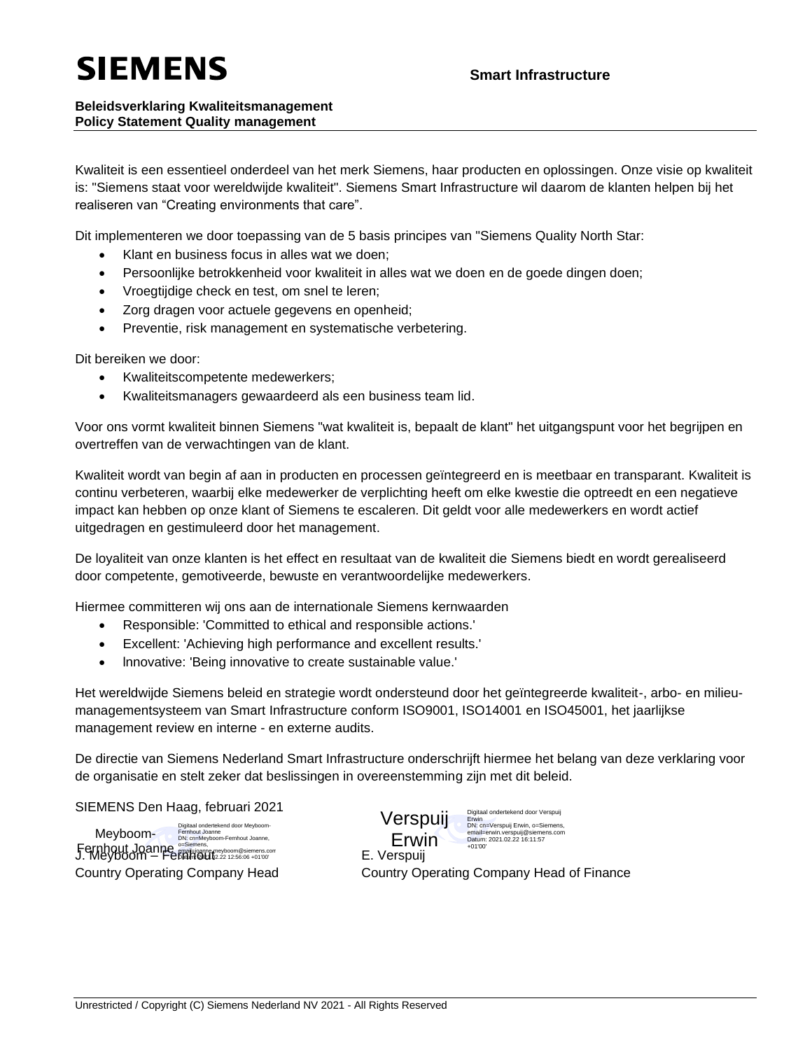SIEMENS

Smart Infrastructure

**Beleidsverklaring Kwaliteitsmanagement**
**Policy Statement Quality management**

Kwaliteit is een essentieel onderdeel van het merk Siemens, haar producten en oplossingen. Onze visie op kwaliteit is: "Siemens staat voor wereldwijde kwaliteit". Siemens Smart Infrastructure wil daarom de klanten helpen bij het realiseren van “Creating environments that care”.

Dit implementeren we door toepassing van de 5 basis principes van "Siemens Quality North Star:

- Klant en business focus in alles wat we doen;
- Persoonlijke betrokkenheid voor kwaliteit in alles wat we doen en de goede dingen doen;
- Vroegtijdige check en test, om snel te leren;
- Zorg dragen voor actuele gegevens en openheid;
- Preventie, risk management en systematische verbetering.

Dit bereiken we door:

- Kwaliteitscompetente medewerkers;
- Kwaliteitsmanagers gewaardeerd als een business team lid.

Voor ons vormt kwaliteit binnen Siemens "wat kwaliteit is, bepaalt de klant" het uitgangspunt voor het begrijpen en overtreffen van de verwachtingen van de klant.

Kwaliteit wordt van begin af aan in producten en processen geïntegreerd en is meetbaar en transparant. Kwaliteit is continu verbeteren, waarbij elke medewerker de verplichting heeft om elke kwestie die optreedt en een negatieve impact kan hebben op onze klant of Siemens te escaleren. Dit geldt voor alle medewerkers en wordt actief uitgedragen en gestimuleerd door het management.

De loyaliteit van onze klanten is het effect en resultaat van de kwaliteit die Siemens biedt en wordt gerealiseerd door competente, gemotiveerde, bewuste en verantwoordelijke medewerkers.

Hiermee committeren wij ons aan de internationale Siemens kernwaarden

- Responsible: 'Committed to ethical and responsible actions.'
- Excellent: 'Achieving high performance and excellent results.'
- lnnovative: 'Being innovative to create sustainable value.'

Het wereldwijde Siemens beleid en strategie wordt ondersteund door het geïntegreerde kwaliteit-, arbo- en milieu-managementsysteem van Smart Infrastructure conform ISO9001, ISO14001 en ISO45001, het jaarlijkse management review en interne - en externe audits.

De directie van Siemens Nederland Smart Infrastructure onderschrijft hiermee het belang van deze verklaring voor de organisatie en stelt zeker dat beslissingen in overeenstemming zijn met dit beleid.

SIEMENS Den Haag, februari 2021

Meyboom-Fernhout Joanne
Digitaal ondertekend door Meyboom-Fernhout Joanne
DN: cn=Meyboom-Fernhout Joanne, o=Siemens, email=joanne.meyboom@siemens.com
Datum: 2021.02.22 12:56:06 +01'00'

J. Meyboom – Fernhout
Country Operating Company Head

Verspuij Erwin
Digitaal ondertekend door Verspuij Erwin
DN: cn=Verspuij Erwin, o=Siemens, email=erwin.verspuij@siemens.com
Datum: 2021.02.22 16:11:57 +01'00'

E. Verspuij
Country Operating Company Head of Finance

Unrestricted / Copyright (C) Siemens Nederland NV 2021 - All Rights Reserved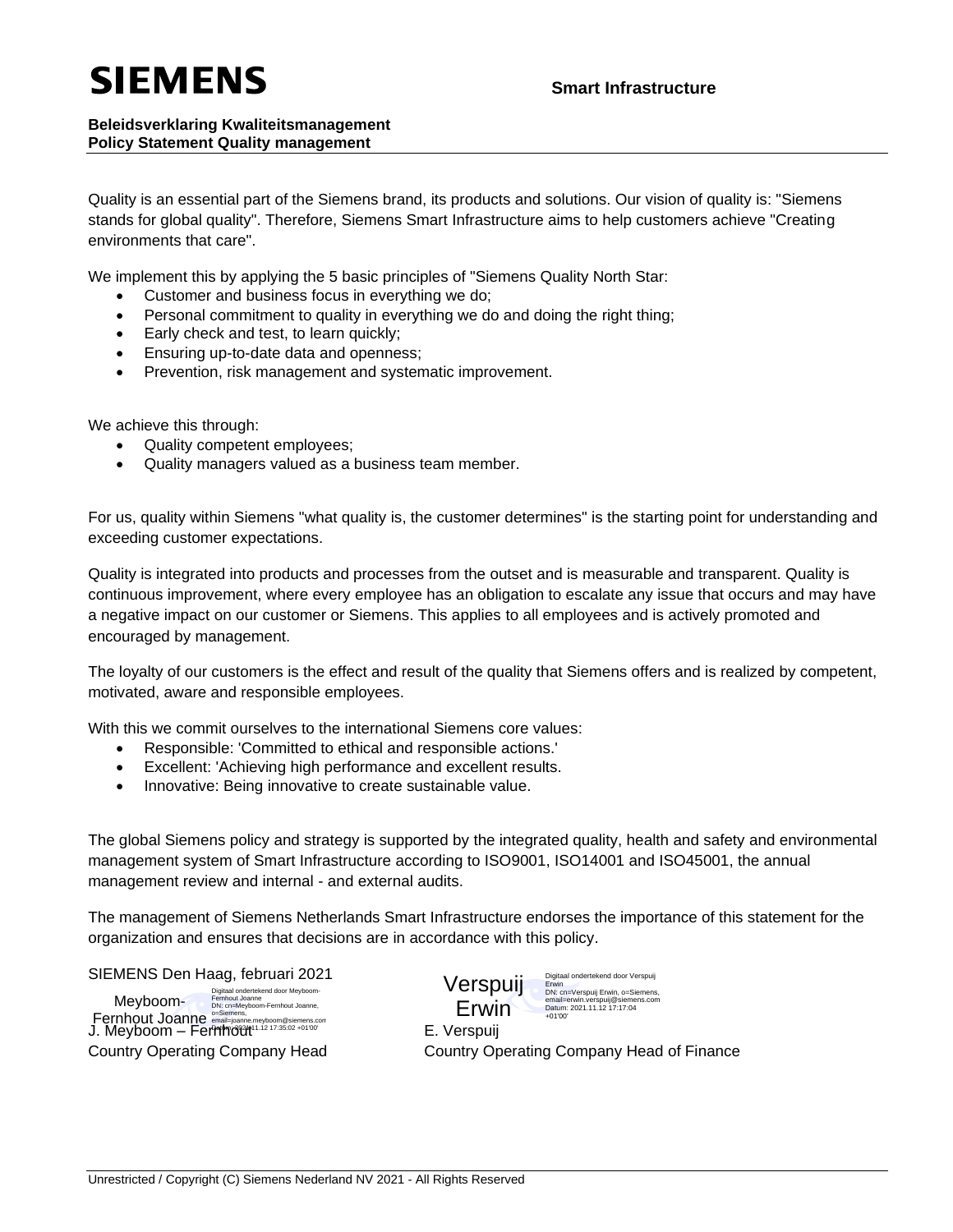**SIEMENS**

**Smart Infrastructure**

**Beleidsverklaring Kwaliteitsmanagement**
**Policy Statement Quality management**

Quality is an essential part of the Siemens brand, its products and solutions. Our vision of quality is: "Siemens stands for global quality". Therefore, Siemens Smart Infrastructure aims to help customers achieve "Creating environments that care".

We implement this by applying the 5 basic principles of "Siemens Quality North Star:

- Customer and business focus in everything we do;
- Personal commitment to quality in everything we do and doing the right thing;
- Early check and test, to learn quickly;
- Ensuring up-to-date data and openness;
- Prevention, risk management and systematic improvement.

We achieve this through:

- Quality competent employees;
- Quality managers valued as a business team member.

For us, quality within Siemens "what quality is, the customer determines" is the starting point for understanding and exceeding customer expectations.

Quality is integrated into products and processes from the outset and is measurable and transparent. Quality is continuous improvement, where every employee has an obligation to escalate any issue that occurs and may have a negative impact on our customer or Siemens. This applies to all employees and is actively promoted and encouraged by management.

The loyalty of our customers is the effect and result of the quality that Siemens offers and is realized by competent, motivated, aware and responsible employees.

With this we commit ourselves to the international Siemens core values:

- Responsible: 'Committed to ethical and responsible actions.'
- Excellent: 'Achieving high performance and excellent results.
- Innovative: Being innovative to create sustainable value.

The global Siemens policy and strategy is supported by the integrated quality, health and safety and environmental management system of Smart Infrastructure according to ISO9001, ISO14001 and ISO45001, the annual management review and internal - and external audits.

The management of Siemens Netherlands Smart Infrastructure endorses the importance of this statement for the organization and ensures that decisions are in accordance with this policy.

SIEMENS Den Haag, februari 2021

Meyboom-Fernhout Joanne
Digitaal ondertekend door Meyboom-Fernhout Joanne
DN: cn=Meyboom-Fernhout Joanne, o=Siemens, email=joanne.meyboom@siemens.com
Datum: 2021.11.12 17:35:02 +01'00'

J. Meyboom – Fernhout
Country Operating Company Head

Verspuij Erwin
Digitaal ondertekend door Verspuij Erwin
DN: cn=Verspuij Erwin, o=Siemens, email=erwin.verspuij@siemens.com
Datum: 2021.11.12 17:17:04 +01'00'

E. Verspuij
Country Operating Company Head of Finance

Unrestricted / Copyright (C) Siemens Nederland NV 2021 - All Rights Reserved